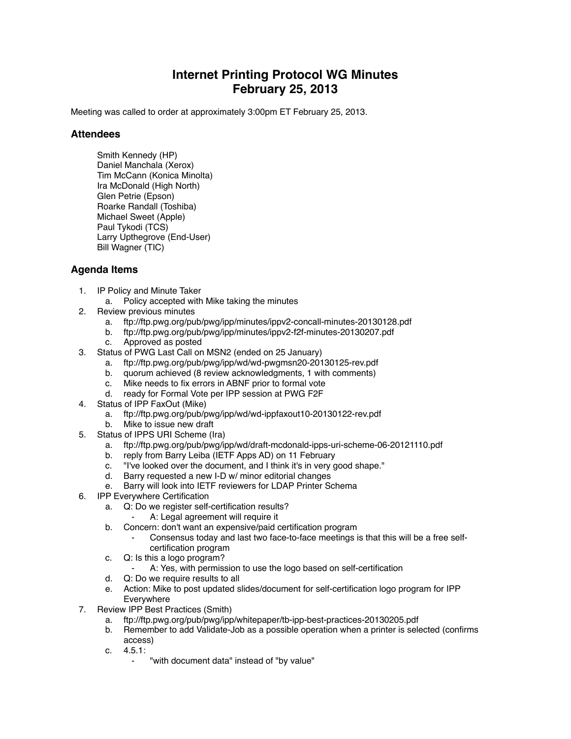# Internet Printing Protocol WG Minutes
# February 25, 2013

Meeting was called to order at approximately 3:00pm ET February 25, 2013.

## Attendees

Smith Kennedy (HP)
Daniel Manchala (Xerox)
Tim McCann (Konica Minolta)
Ira McDonald (High North)
Glen Petrie (Epson)
Roarke Randall (Toshiba)
Michael Sweet (Apple)
Paul Tykodi (TCS)
Larry Upthegrove (End-User)
Bill Wagner (TIC)

## Agenda Items

1. IP Policy and Minute Taker
    a. Policy accepted with Mike taking the minutes
2. Review previous minutes
    a. ftp://ftp.pwg.org/pub/pwg/ipp/minutes/ippv2-concall-minutes-20130128.pdf
    b. ftp://ftp.pwg.org/pub/pwg/ipp/minutes/ippv2-f2f-minutes-20130207.pdf
    c. Approved as posted
3. Status of PWG Last Call on MSN2 (ended on 25 January)
    a. ftp://ftp.pwg.org/pub/pwg/ipp/wd/wd-pwgmsn20-20130125-rev.pdf
    b. quorum achieved (8 review acknowledgments, 1 with comments)
    c. Mike needs to fix errors in ABNF prior to formal vote
    d. ready for Formal Vote per IPP session at PWG F2F
4. Status of IPP FaxOut (Mike)
    a. ftp://ftp.pwg.org/pub/pwg/ipp/wd/wd-ippfaxout10-20130122-rev.pdf
    b. Mike to issue new draft
5. Status of IPPS URI Scheme (Ira)
    a. ftp://ftp.pwg.org/pub/pwg/ipp/wd/draft-mcdonald-ipps-uri-scheme-06-20121110.pdf
    b. reply from Barry Leiba (IETF Apps AD) on 11 February
    c. "I've looked over the document, and I think it's in very good shape."
    d. Barry requested a new I-D w/ minor editorial changes
    e. Barry will look into IETF reviewers for LDAP Printer Schema
6. IPP Everywhere Certification
    a. Q: Do we register self-certification results?
        - A: Legal agreement will require it
    b. Concern: don't want an expensive/paid certification program
        - Consensus today and last two face-to-face meetings is that this will be a free self-certification program
    c. Q: Is this a logo program?
        - A: Yes, with permission to use the logo based on self-certification
    d. Q: Do we require results to all
    e. Action: Mike to post updated slides/document for self-certification logo program for IPP Everywhere
7. Review IPP Best Practices (Smith)
    a. ftp://ftp.pwg.org/pub/pwg/ipp/whitepaper/tb-ipp-best-practices-20130205.pdf
    b. Remember to add Validate-Job as a possible operation when a printer is selected (confirms access)
    c. 4.5.1:
        - "with document data" instead of "by value"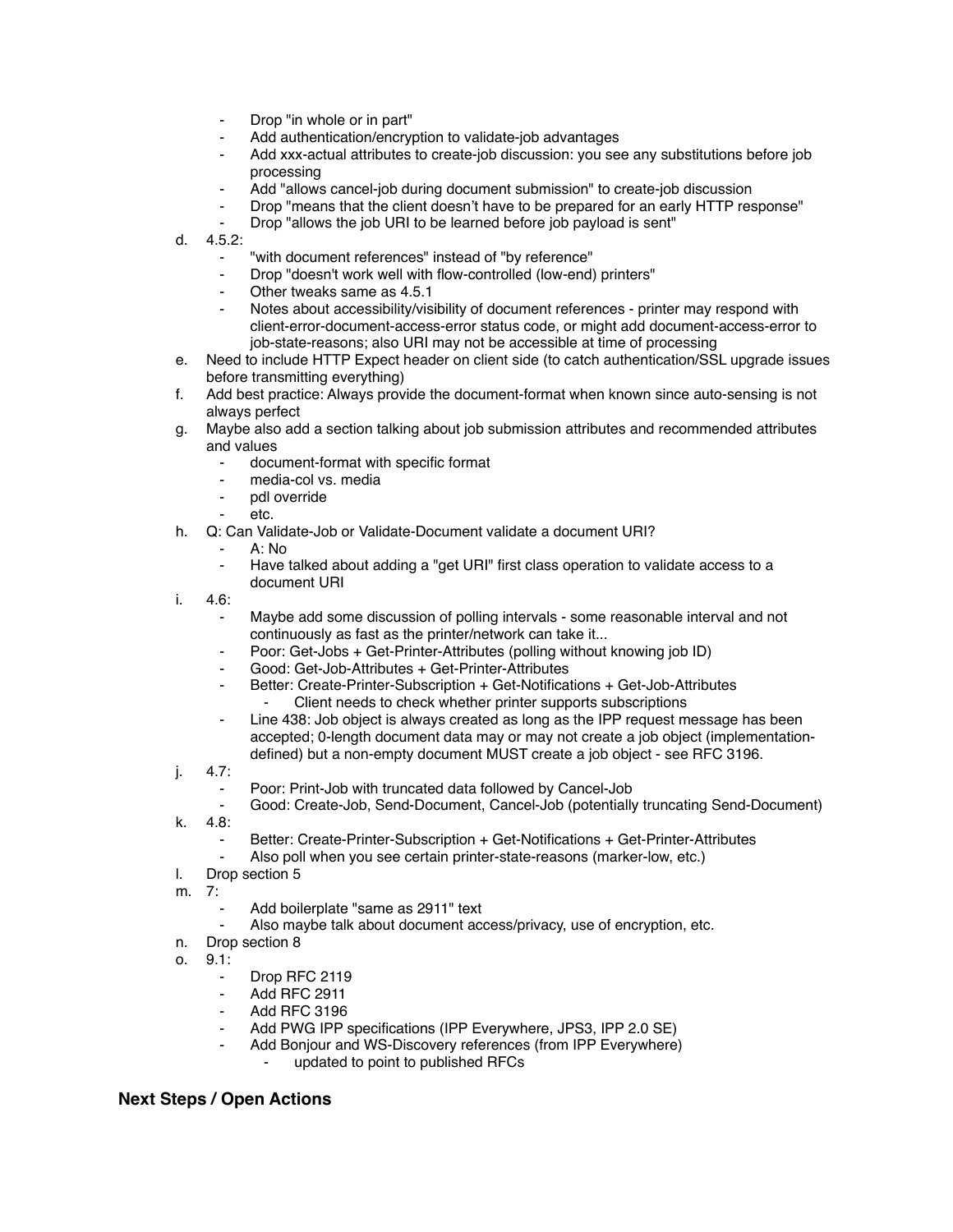- Drop "in whole or in part"
- Add authentication/encryption to validate-job advantages
- Add xxx-actual attributes to create-job discussion: you see any substitutions before job processing
- Add "allows cancel-job during document submission" to create-job discussion
- Drop "means that the client doesn't have to be prepared for an early HTTP response"
- Drop "allows the job URI to be learned before job payload is sent"

d. 4.5.2:
   - "with document references" instead of "by reference"
   - Drop "doesn't work well with flow-controlled (low-end) printers"
   - Other tweaks same as 4.5.1
   - Notes about accessibility/visibility of document references - printer may respond with client-error-document-access-error status code, or might add document-access-error to job-state-reasons; also URI may not be accessible at time of processing

e. Need to include HTTP Expect header on client side (to catch authentication/SSL upgrade issues before transmitting everything)

f. Add best practice: Always provide the document-format when known since auto-sensing is not always perfect

g. Maybe also add a section talking about job submission attributes and recommended attributes and values
   - document-format with specific format
   - media-col vs. media
   - pdl override
   - etc.

h. Q: Can Validate-Job or Validate-Document validate a document URI?
   - A: No
   - Have talked about adding a "get URI" first class operation to validate access to a document URI

i. 4.6:
   - Maybe add some discussion of polling intervals - some reasonable interval and not continuously as fast as the printer/network can take it...
   - Poor: Get-Jobs + Get-Printer-Attributes (polling without knowing job ID)
   - Good: Get-Job-Attributes + Get-Printer-Attributes
   - Better: Create-Printer-Subscription + Get-Notifications + Get-Job-Attributes
     - Client needs to check whether printer supports subscriptions
   - Line 438: Job object is always created as long as the IPP request message has been accepted; 0-length document data may or may not create a job object (implementation-defined) but a non-empty document MUST create a job object - see RFC 3196.

j. 4.7:
   - Poor: Print-Job with truncated data followed by Cancel-Job
   - Good: Create-Job, Send-Document, Cancel-Job (potentially truncating Send-Document)

k. 4.8:
   - Better: Create-Printer-Subscription + Get-Notifications + Get-Printer-Attributes
   - Also poll when you see certain printer-state-reasons (marker-low, etc.)

l. Drop section 5

m. 7:
   - Add boilerplate "same as 2911" text
   - Also maybe talk about document access/privacy, use of encryption, etc.

n. Drop section 8

o. 9.1:
   - Drop RFC 2119
   - Add RFC 2911
   - Add RFC 3196
   - Add PWG IPP specifications (IPP Everywhere, JPS3, IPP 2.0 SE)
   - Add Bonjour and WS-Discovery references (from IPP Everywhere)
     - updated to point to published RFCs

## Next Steps / Open Actions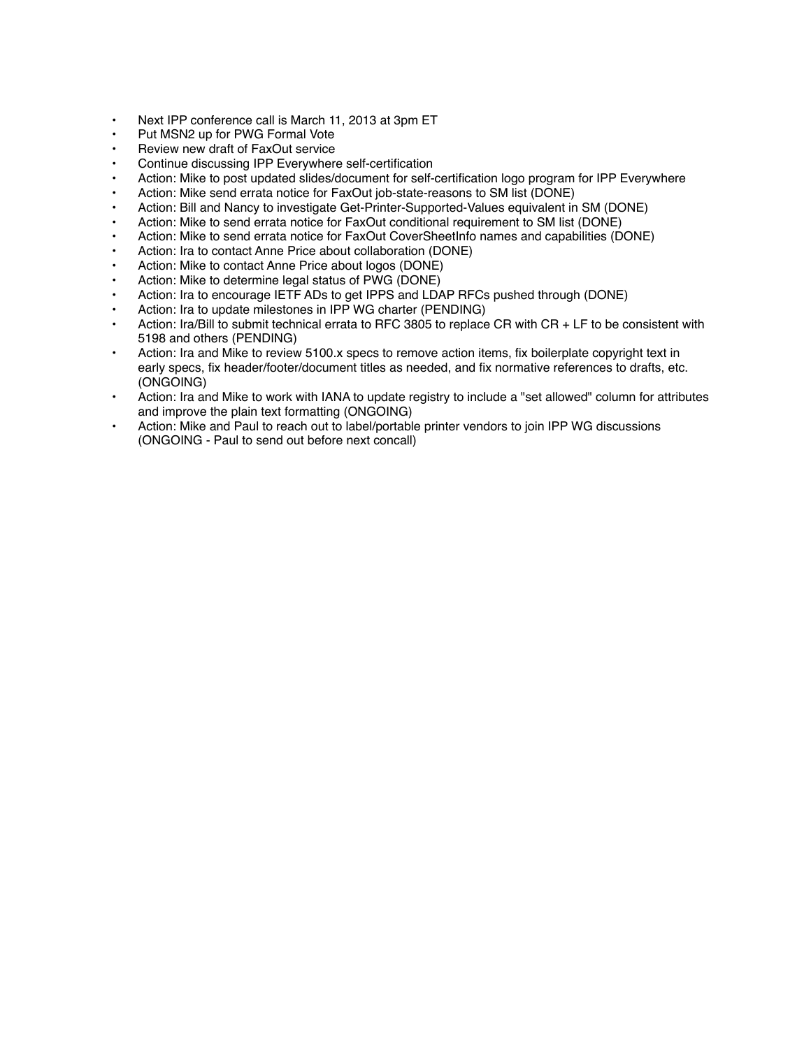- Next IPP conference call is March 11, 2013 at 3pm ET
- Put MSN2 up for PWG Formal Vote
- Review new draft of FaxOut service
- Continue discussing IPP Everywhere self-certification
- Action: Mike to post updated slides/document for self-certification logo program for IPP Everywhere
- Action: Mike send errata notice for FaxOut job-state-reasons to SM list (DONE)
- Action: Bill and Nancy to investigate Get-Printer-Supported-Values equivalent in SM (DONE)
- Action: Mike to send errata notice for FaxOut conditional requirement to SM list (DONE)
- Action: Mike to send errata notice for FaxOut CoverSheetInfo names and capabilities (DONE)
- Action: Ira to contact Anne Price about collaboration (DONE)
- Action: Mike to contact Anne Price about logos (DONE)
- Action: Mike to determine legal status of PWG (DONE)
- Action: Ira to encourage IETF ADs to get IPPS and LDAP RFCs pushed through (DONE)
- Action: Ira to update milestones in IPP WG charter (PENDING)
- Action: Ira/Bill to submit technical errata to RFC 3805 to replace CR with CR + LF to be consistent with 5198 and others (PENDING)
- Action: Ira and Mike to review 5100.x specs to remove action items, fix boilerplate copyright text in early specs, fix header/footer/document titles as needed, and fix normative references to drafts, etc. (ONGOING)
- Action: Ira and Mike to work with IANA to update registry to include a "set allowed" column for attributes and improve the plain text formatting (ONGOING)
- Action: Mike and Paul to reach out to label/portable printer vendors to join IPP WG discussions (ONGOING - Paul to send out before next concall)